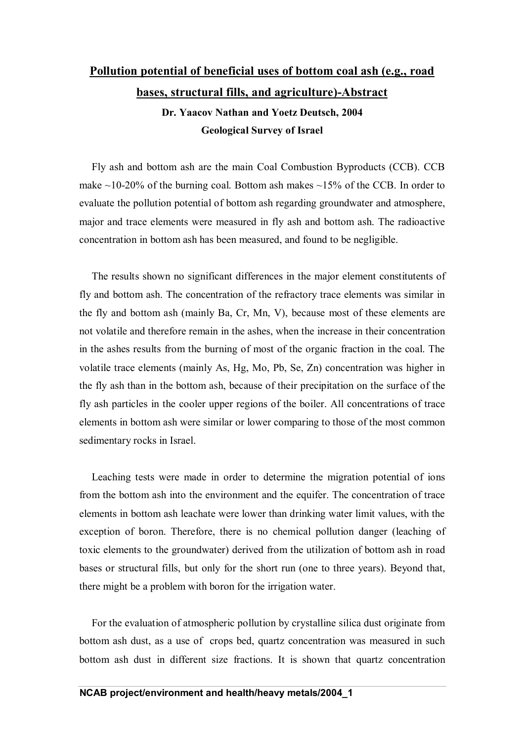# Pollution potential of beneficial uses of bottom coal ash (e.g., road bases, structural fills, and agriculture)-Abstract

**Dr. Yaacov Nathan and Yoetz Deutsch, 2004**

**Geological Survey of Israel**

Fly ash and bottom ash are the main Coal Combustion Byproducts (CCB). CCB make ~10-20% of the burning coal. Bottom ash makes ~15% of the CCB. In order to evaluate the pollution potential of bottom ash regarding groundwater and atmosphere, major and trace elements were measured in fly ash and bottom ash. The radioactive concentration in bottom ash has been measured, and found to be negligible.

The results shown no significant differences in the major element constitutents of fly and bottom ash. The concentration of the refractory trace elements was similar in the fly and bottom ash (mainly Ba, Cr, Mn, V), because most of these elements are not volatile and therefore remain in the ashes, when the increase in their concentration in the ashes results from the burning of most of the organic fraction in the coal. The volatile trace elements (mainly As, Hg, Mo, Pb, Se, Zn) concentration was higher in the fly ash than in the bottom ash, because of their precipitation on the surface of the fly ash particles in the cooler upper regions of the boiler. All concentrations of trace elements in bottom ash were similar or lower comparing to those of the most common sedimentary rocks in Israel.

Leaching tests were made in order to determine the migration potential of ions from the bottom ash into the environment and the equifer. The concentration of trace elements in bottom ash leachate were lower than drinking water limit values, with the exception of boron. Therefore, there is no chemical pollution danger (leaching of toxic elements to the groundwater) derived from the utilization of bottom ash in road bases or structural fills, but only for the short run (one to three years). Beyond that, there might be a problem with boron for the irrigation water.

For the evaluation of atmospheric pollution by crystalline silica dust originate from bottom ash dust, as a use of crops bed, quartz concentration was measured in such bottom ash dust in different size fractions. It is shown that quartz concentration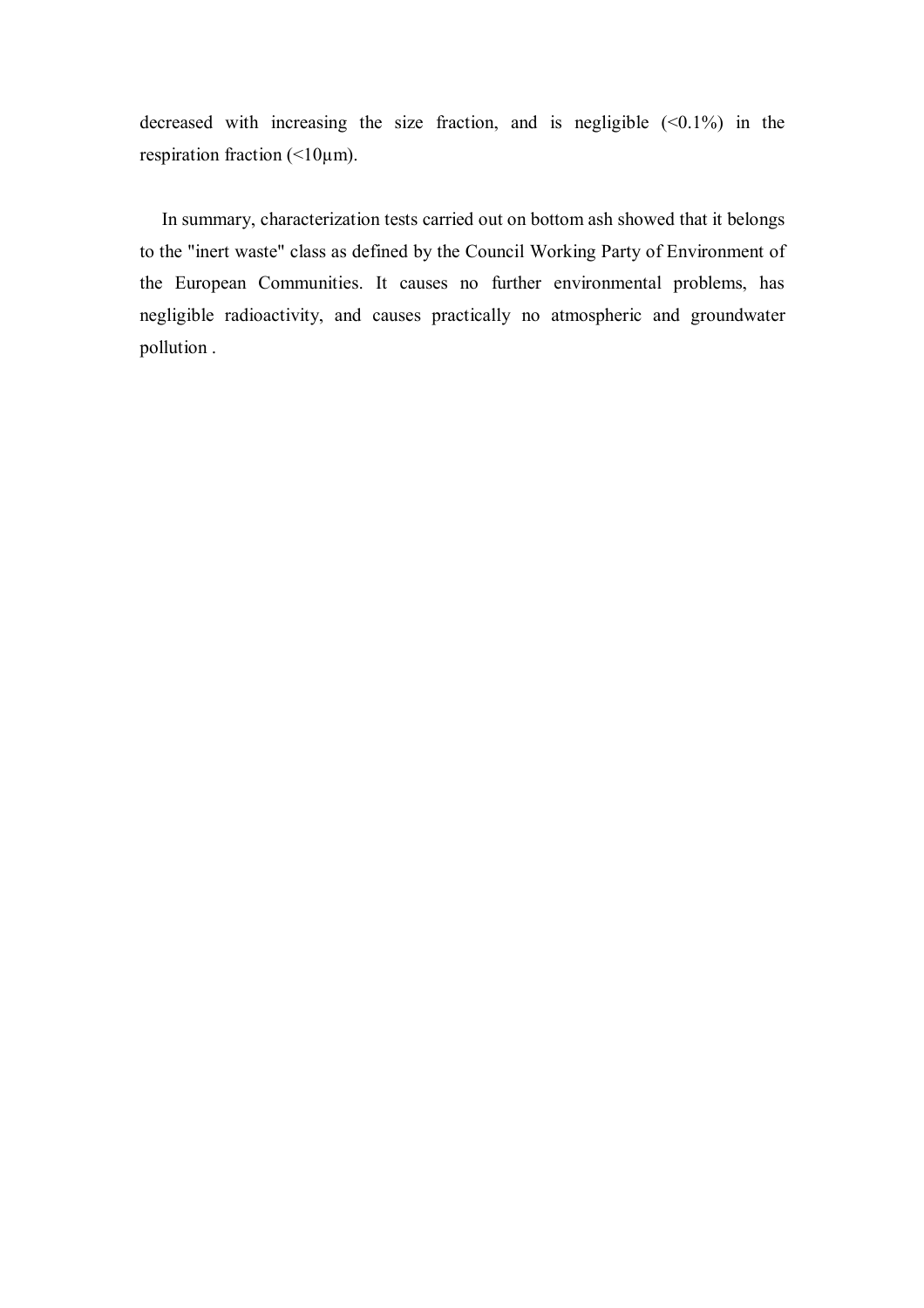decreased with increasing the size fraction, and is negligible (<0.1%) in the respiration fraction (<10μm).

In summary, characterization tests carried out on bottom ash showed that it belongs to the "inert waste" class as defined by the Council Working Party of Environment of the European Communities. It causes no further environmental problems, has negligible radioactivity, and causes practically no atmospheric and groundwater pollution .